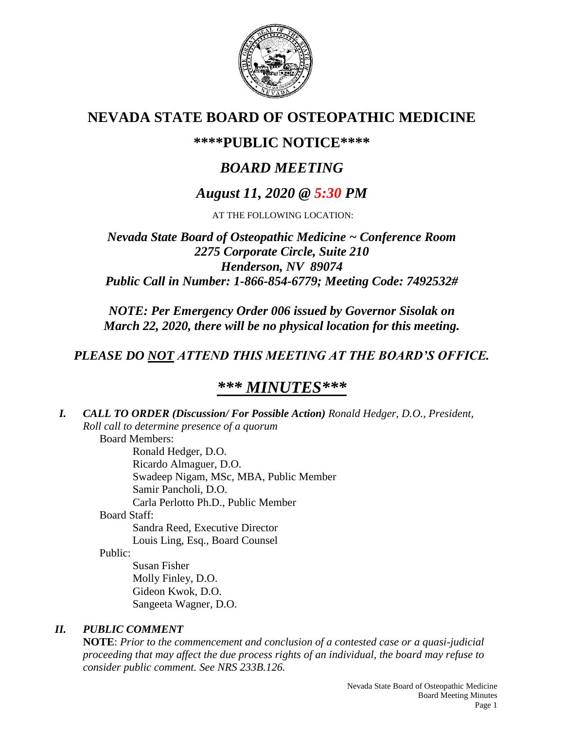# NEVADA STATE BOARD OF OSTEOPATHIC MEDICINE

## \*\*\*\*PUBLIC NOTICE\*\*\*\*

## *BOARD MEETING*

## *August 11, 2020 @ 5:30 PM*

AT THE FOLLOWING LOCATION:

***Nevada State Board of Osteopathic Medicine ~ Conference Room***
***2275 Corporate Circle, Suite 210***
***Henderson, NV 89074***
***Public Call in Number: 1-866-854-6779; Meeting Code: 7492532#***

***NOTE: Per Emergency Order 006 issued by Governor Sisolak on March 22, 2020, there will be no physical location for this meeting.***

***PLEASE DO NOT ATTEND THIS MEETING AT THE BOARD'S OFFICE.***

## ***\*\*\* MINUTES\*\*\****

***I. CALL TO ORDER (Discussion/ For Possible Action)*** *Ronald Hedger, D.O., President, Roll call to determine presence of a quorum*

Board Members:

- Ronald Hedger, D.O.
- Ricardo Almaguer, D.O.
- Swadeep Nigam, MSc, MBA, Public Member
- Samir Pancholi, D.O.
- Carla Perlotto Ph.D., Public Member

Board Staff:

- Sandra Reed, Executive Director
- Louis Ling, Esq., Board Counsel

Public:

- Susan Fisher
- Molly Finley, D.O.
- Gideon Kwok, D.O.
- Sangeeta Wagner, D.O.

***II. PUBLIC COMMENT***

**NOTE**: *Prior to the commencement and conclusion of a contested case or a quasi-judicial proceeding that may affect the due process rights of an individual, the board may refuse to consider public comment. See NRS 233B.126.*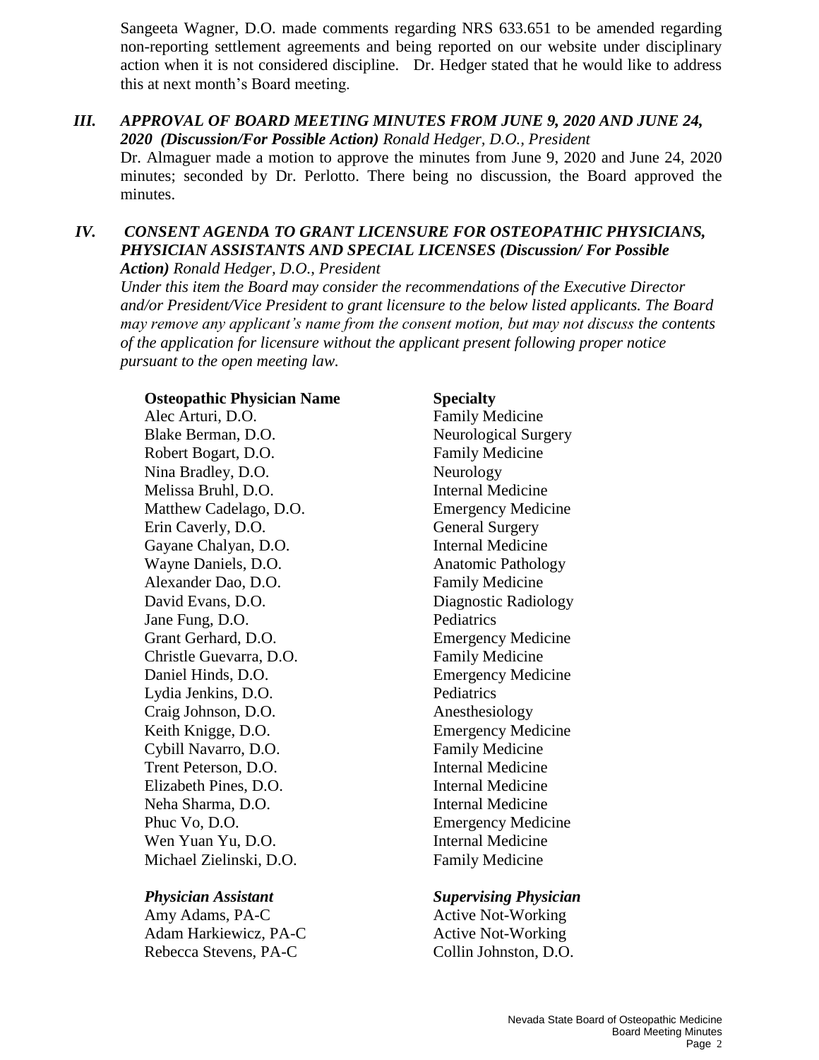Sangeeta Wagner, D.O. made comments regarding NRS 633.651 to be amended regarding non-reporting settlement agreements and being reported on our website under disciplinary action when it is not considered discipline. Dr. Hedger stated that he would like to address this at next month's Board meeting.

## *III. APPROVAL OF BOARD MEETING MINUTES FROM JUNE 9, 2020 AND JUNE 24, 2020 (Discussion/For Possible Action) Ronald Hedger, D.O., President*

Dr. Almaguer made a motion to approve the minutes from June 9, 2020 and June 24, 2020 minutes; seconded by Dr. Perlotto. There being no discussion, the Board approved the minutes.

## *IV. CONSENT AGENDA TO GRANT LICENSURE FOR OSTEOPATHIC PHYSICIANS, PHYSICIAN ASSISTANTS AND SPECIAL LICENSES (Discussion/ For Possible Action) Ronald Hedger, D.O., President*

*Under this item the Board may consider the recommendations of the Executive Director and/or President/Vice President to grant licensure to the below listed applicants. The Board may remove any applicant's name from the consent motion, but may not discuss the contents of the application for licensure without the applicant present following proper notice pursuant to the open meeting law.*

| **Osteopathic Physician Name** | **Specialty** |
|---|---|
| Alec Arturi, D.O. | Family Medicine |
| Blake Berman, D.O. | Neurological Surgery |
| Robert Bogart, D.O. | Family Medicine |
| Nina Bradley, D.O. | Neurology |
| Melissa Bruhl, D.O. | Internal Medicine |
| Matthew Cadelago, D.O. | Emergency Medicine |
| Erin Caverly, D.O. | General Surgery |
| Gayane Chalyan, D.O. | Internal Medicine |
| Wayne Daniels, D.O. | Anatomic Pathology |
| Alexander Dao, D.O. | Family Medicine |
| David Evans, D.O. | Diagnostic Radiology |
| Jane Fung, D.O. | Pediatrics |
| Grant Gerhard, D.O. | Emergency Medicine |
| Christle Guevarra, D.O. | Family Medicine |
| Daniel Hinds, D.O. | Emergency Medicine |
| Lydia Jenkins, D.O. | Pediatrics |
| Craig Johnson, D.O. | Anesthesiology |
| Keith Knigge, D.O. | Emergency Medicine |
| Cybill Navarro, D.O. | Family Medicine |
| Trent Peterson, D.O. | Internal Medicine |
| Elizabeth Pines, D.O. | Internal Medicine |
| Neha Sharma, D.O. | Internal Medicine |
| Phuc Vo, D.O. | Emergency Medicine |
| Wen Yuan Yu, D.O. | Internal Medicine |
| Michael Zielinski, D.O. | Family Medicine |

| ***Physician Assistant*** | ***Supervising Physician*** |
|---|---|
| Amy Adams, PA-C | Active Not-Working |
| Adam Harkiewicz, PA-C | Active Not-Working |
| Rebecca Stevens, PA-C | Collin Johnston, D.O. |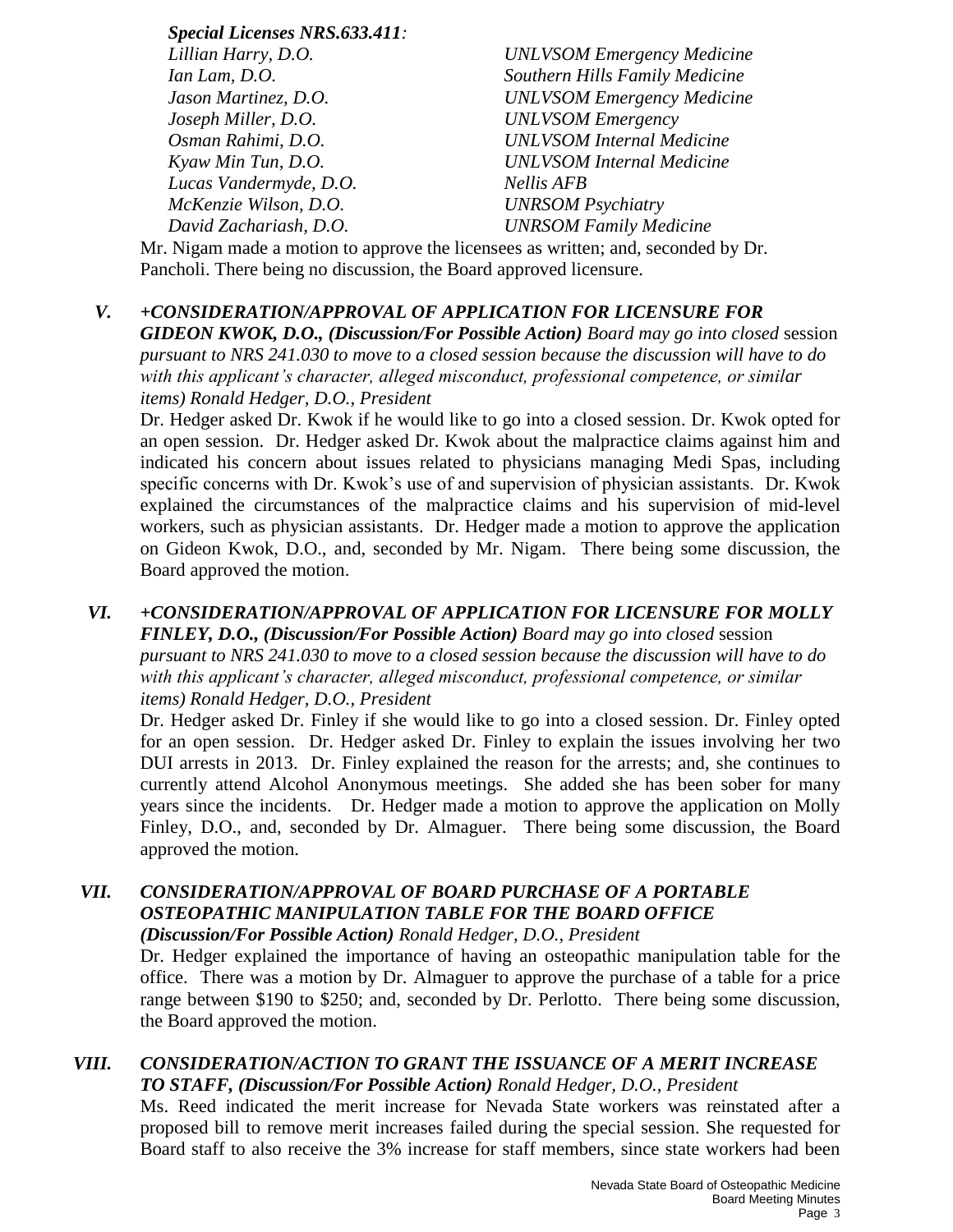*Special Licenses NRS.633.411:*

| | |
|---|---|
| *Lillian Harry, D.O.* | *UNLVSOM Emergency Medicine* |
| *Ian Lam, D.O.* | *Southern Hills Family Medicine* |
| *Jason Martinez, D.O.* | *UNLVSOM Emergency Medicine* |
| *Joseph Miller, D.O.* | *UNLVSOM Emergency* |
| *Osman Rahimi, D.O.* | *UNLVSOM Internal Medicine* |
| *Kyaw Min Tun, D.O.* | *UNLVSOM Internal Medicine* |
| *Lucas Vandermyde, D.O.* | *Nellis AFB* |
| *McKenzie Wilson, D.O.* | *UNRSOM Psychiatry* |
| *David Zachariash, D.O.* | *UNRSOM Family Medicine* |

Mr. Nigam made a motion to approve the licensees as written; and, seconded by Dr. Pancholi. There being no discussion, the Board approved licensure.

**V.** ***+CONSIDERATION/APPROVAL OF APPLICATION FOR LICENSURE FOR GIDEON KWOK, D.O., (Discussion/For Possible Action)*** *Board may go into closed* session *pursuant to NRS 241.030 to move to a closed session because the discussion will have to do with this applicant's character, alleged misconduct, professional competence, or similar items) Ronald Hedger, D.O., President*

Dr. Hedger asked Dr. Kwok if he would like to go into a closed session. Dr. Kwok opted for an open session. Dr. Hedger asked Dr. Kwok about the malpractice claims against him and indicated his concern about issues related to physicians managing Medi Spas, including specific concerns with Dr. Kwok's use of and supervision of physician assistants. Dr. Kwok explained the circumstances of the malpractice claims and his supervision of mid-level workers, such as physician assistants. Dr. Hedger made a motion to approve the application on Gideon Kwok, D.O., and, seconded by Mr. Nigam. There being some discussion, the Board approved the motion.

**VI.** ***+CONSIDERATION/APPROVAL OF APPLICATION FOR LICENSURE FOR MOLLY FINLEY, D.O., (Discussion/For Possible Action)*** *Board may go into closed* session *pursuant to NRS 241.030 to move to a closed session because the discussion will have to do with this applicant's character, alleged misconduct, professional competence, or similar items) Ronald Hedger, D.O., President*

Dr. Hedger asked Dr. Finley if she would like to go into a closed session. Dr. Finley opted for an open session. Dr. Hedger asked Dr. Finley to explain the issues involving her two DUI arrests in 2013. Dr. Finley explained the reason for the arrests; and, she continues to currently attend Alcohol Anonymous meetings. She added she has been sober for many years since the incidents. Dr. Hedger made a motion to approve the application on Molly Finley, D.O., and, seconded by Dr. Almaguer. There being some discussion, the Board approved the motion.

**VII.** ***CONSIDERATION/APPROVAL OF BOARD PURCHASE OF A PORTABLE OSTEOPATHIC MANIPULATION TABLE FOR THE BOARD OFFICE (Discussion/For Possible Action)*** *Ronald Hedger, D.O., President*

Dr. Hedger explained the importance of having an osteopathic manipulation table for the office. There was a motion by Dr. Almaguer to approve the purchase of a table for a price range between $190 to $250; and, seconded by Dr. Perlotto. There being some discussion, the Board approved the motion.

**VIII.** ***CONSIDERATION/ACTION TO GRANT THE ISSUANCE OF A MERIT INCREASE TO STAFF, (Discussion/For Possible Action)*** *Ronald Hedger, D.O., President*

Ms. Reed indicated the merit increase for Nevada State workers was reinstated after a proposed bill to remove merit increases failed during the special session. She requested for Board staff to also receive the 3% increase for staff members, since state workers had been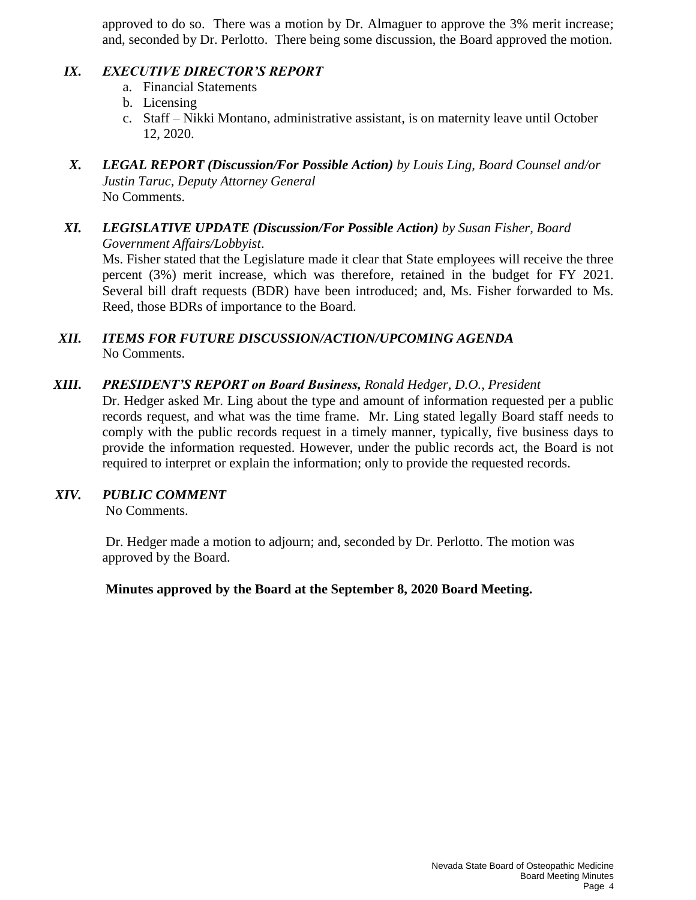approved to do so. There was a motion by Dr. Almaguer to approve the 3% merit increase; and, seconded by Dr. Perlotto. There being some discussion, the Board approved the motion.

## *IX. EXECUTIVE DIRECTOR'S REPORT*

a. Financial Statements
b. Licensing
c. Staff – Nikki Montano, administrative assistant, is on maternity leave until October 12, 2020.

## *X. LEGAL REPORT (Discussion/For Possible Action) by Louis Ling, Board Counsel and/or Justin Taruc, Deputy Attorney General*

No Comments.

## *XI. LEGISLATIVE UPDATE (Discussion/For Possible Action) by Susan Fisher, Board Government Affairs/Lobbyist.*

Ms. Fisher stated that the Legislature made it clear that State employees will receive the three percent (3%) merit increase, which was therefore, retained in the budget for FY 2021. Several bill draft requests (BDR) have been introduced; and, Ms. Fisher forwarded to Ms. Reed, those BDRs of importance to the Board.

## *XII. ITEMS FOR FUTURE DISCUSSION/ACTION/UPCOMING AGENDA*

No Comments.

## *XIII. PRESIDENT'S REPORT on Board Business, Ronald Hedger, D.O., President*

Dr. Hedger asked Mr. Ling about the type and amount of information requested per a public records request, and what was the time frame. Mr. Ling stated legally Board staff needs to comply with the public records request in a timely manner, typically, five business days to provide the information requested. However, under the public records act, the Board is not required to interpret or explain the information; only to provide the requested records.

## *XIV. PUBLIC COMMENT*

No Comments.

Dr. Hedger made a motion to adjourn; and, seconded by Dr. Perlotto. The motion was approved by the Board.

**Minutes approved by the Board at the September 8, 2020 Board Meeting.**